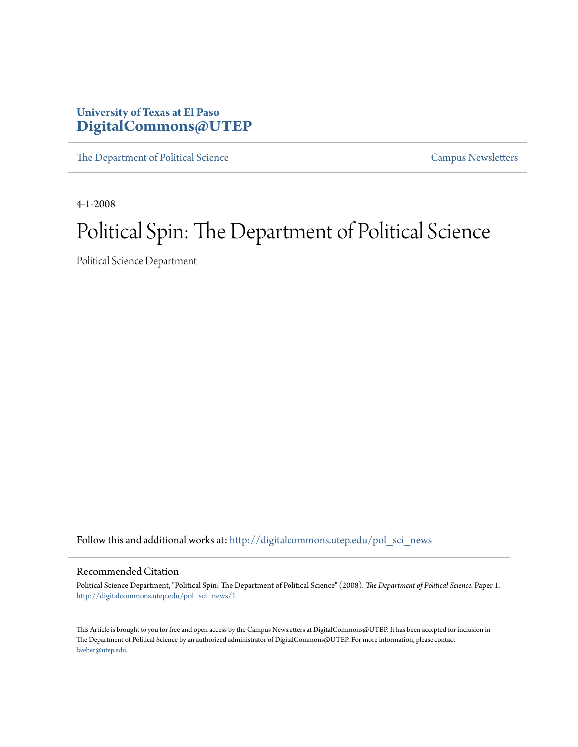University of Texas at El Paso
**DigitalCommons@UTEP**

The Department of Political Science | Campus Newsletters

4-1-2008

# Political Spin: The Department of Political Science

Political Science Department

Follow this and additional works at: http://digitalcommons.utep.edu/pol_sci_news

## Recommended Citation

Political Science Department, "Political Spin: The Department of Political Science" (2008). *The Department of Political Science.* Paper 1.
http://digitalcommons.utep.edu/pol_sci_news/1

This Article is brought to you for free and open access by the Campus Newsletters at DigitalCommons@UTEP. It has been accepted for inclusion in The Department of Political Science by an authorized administrator of DigitalCommons@UTEP. For more information, please contact lweber@utep.edu.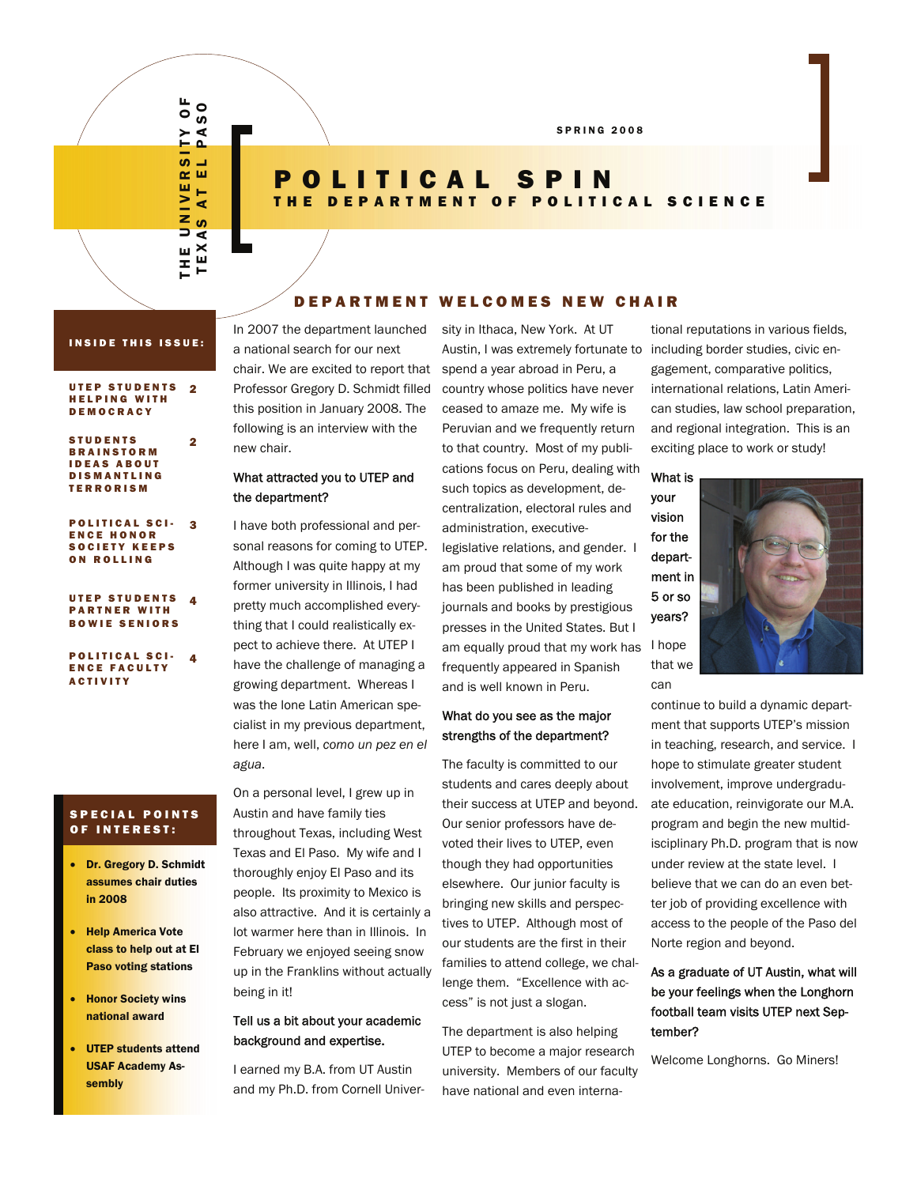THE UNIVERSITY OF TEXAS AT EL PASO

SPRING 2008

# POLITICAL SPIN

## THE DEPARTMENT OF POLITICAL SCIENCE

**INSIDE THIS ISSUE:**

- UTEP STUDENTS HELPING WITH DEMOCRACY — 2
- STUDENTS BRAINSTORM IDEAS ABOUT DISMANTLING TERRORISM — 2
- POLITICAL SCIENCE HONOR SOCIETY KEEPS ON ROLLING — 3
- UTEP STUDENTS PARTNER WITH BOWIE SENIORS — 4
- POLITICAL SCIENCE FACULTY ACTIVITY — 4

**SPECIAL POINTS OF INTEREST:**

- **Dr. Gregory D. Schmidt assumes chair duties in 2008**
- **Help America Vote class to help out at El Paso voting stations**
- **Honor Society wins national award**
- **UTEP students attend USAF Academy Assembly**

## DEPARTMENT WELCOMES NEW CHAIR

In 2007 the department launched a national search for our next chair. We are excited to report that Professor Gregory D. Schmidt filled this position in January 2008. The following is an interview with the new chair.

**What attracted you to UTEP and the department?**

I have both professional and personal reasons for coming to UTEP. Although I was quite happy at my former university in Illinois, I had pretty much accomplished everything that I could realistically expect to achieve there. At UTEP I have the challenge of managing a growing department. Whereas I was the lone Latin American specialist in my previous department, here I am, well, *como un pez en el agua*.

On a personal level, I grew up in Austin and have family ties throughout Texas, including West Texas and El Paso. My wife and I thoroughly enjoy El Paso and its people. Its proximity to Mexico is also attractive. And it is certainly a lot warmer here than in Illinois. In February we enjoyed seeing snow up in the Franklins without actually being in it!

**Tell us a bit about your academic background and expertise.**

I earned my B.A. from UT Austin and my Ph.D. from Cornell University in Ithaca, New York. At UT Austin, I was extremely fortunate to spend a year abroad in Peru, a country whose politics have never ceased to amaze me. My wife is Peruvian and we frequently return to that country. Most of my publications focus on Peru, dealing with such topics as development, decentralization, electoral rules and administration, executive-legislative relations, and gender. I am proud that some of my work has been published in leading journals and books by prestigious presses in the United States. But I am equally proud that my work has frequently appeared in Spanish and is well known in Peru.

**What do you see as the major strengths of the department?**

The faculty is committed to our students and cares deeply about their success at UTEP and beyond. Our senior professors have devoted their lives to UTEP, even though they had opportunities elsewhere. Our junior faculty is bringing new skills and perspectives to UTEP. Although most of our students are the first in their families to attend college, we challenge them. "Excellence with access" is not just a slogan.

The department is also helping UTEP to become a major research university. Members of our faculty have national and even international reputations in various fields, including border studies, civic engagement, comparative politics, international relations, Latin American studies, law school preparation, and regional integration. This is an exciting place to work or study!

**What is your vision for the department in 5 or so years?**

I hope that we can continue to build a dynamic department that supports UTEP's mission in teaching, research, and service. I hope to stimulate greater student involvement, improve undergraduate education, reinvigorate our M.A. program and begin the new multidisciplinary Ph.D. program that is now under review at the state level. I believe that we can do an even better job of providing excellence with access to the people of the Paso del Norte region and beyond.

**As a graduate of UT Austin, what will be your feelings when the Longhorn football team visits UTEP next September?**

Welcome Longhorns. Go Miners!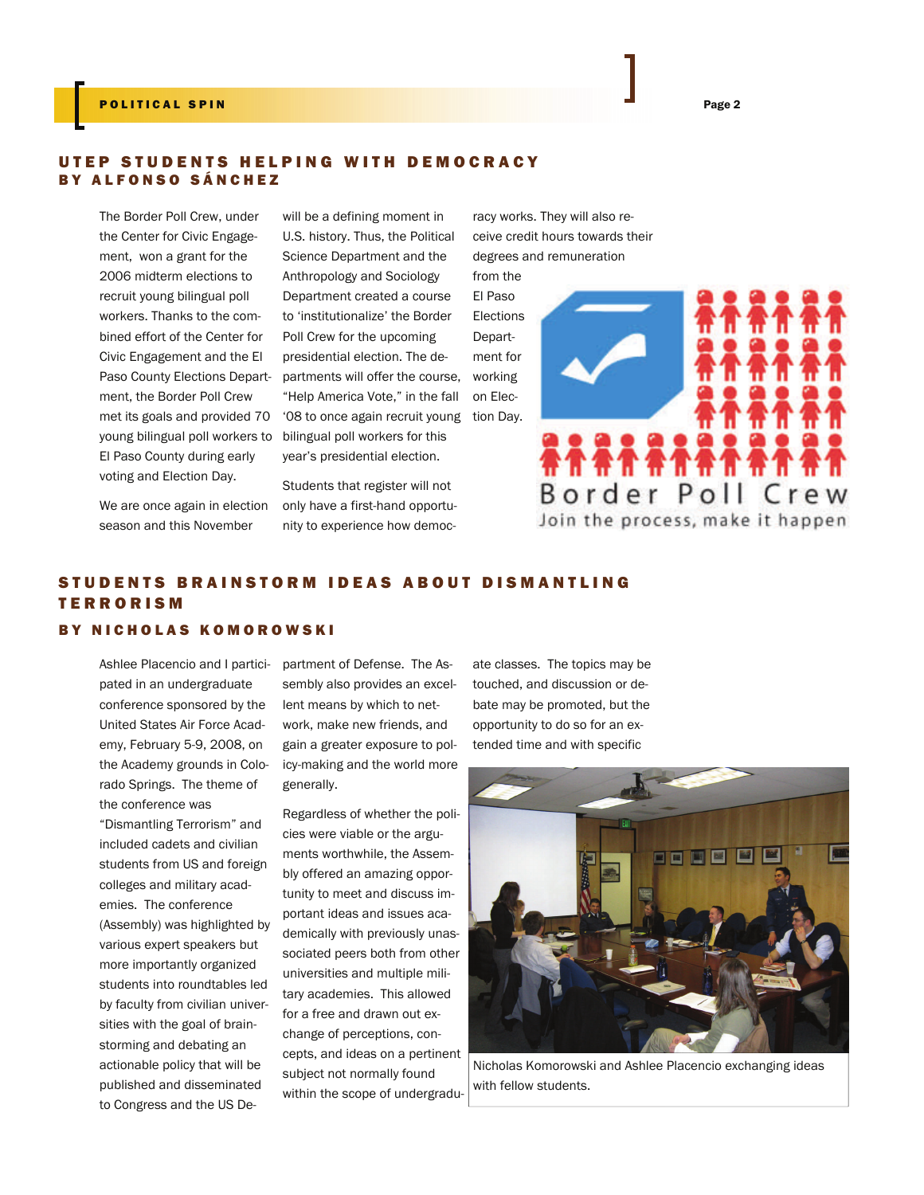## UTEP STUDENTS HELPING WITH DEMOCRACY BY ALFONSO SÁNCHEZ

The Border Poll Crew, under the Center for Civic Engagement, won a grant for the 2006 midterm elections to recruit young bilingual poll workers. Thanks to the combined effort of the Center for Civic Engagement and the El Paso County Elections Department, the Border Poll Crew met its goals and provided 70 young bilingual poll workers to El Paso County during early voting and Election Day.

We are once again in election season and this November will be a defining moment in U.S. history. Thus, the Political Science Department and the Anthropology and Sociology Department created a course to 'institutionalize' the Border Poll Crew for the upcoming presidential election. The departments will offer the course, "Help America Vote," in the fall '08 to once again recruit young bilingual poll workers for this year's presidential election.

Students that register will not only have a first-hand opportunity to experience how democracy works. They will also receive credit hours towards their degrees and remuneration from the El Paso Elections Department for working on Election Day.

Border Poll Crew
Join the process, make it happen

## STUDENTS BRAINSTORM IDEAS ABOUT DISMANTLING TERRORISM

### BY NICHOLAS KOMOROWSKI

Ashlee Placencio and I participated in an undergraduate conference sponsored by the United States Air Force Academy, February 5-9, 2008, on the Academy grounds in Colorado Springs. The theme of the conference was "Dismantling Terrorism" and included cadets and civilian students from US and foreign colleges and military academies. The conference (Assembly) was highlighted by various expert speakers but more importantly organized students into roundtables led by faculty from civilian universities with the goal of brainstorming and debating an actionable policy that will be published and disseminated to Congress and the US Department of Defense. The Assembly also provides an excellent means by which to network, make new friends, and gain a greater exposure to policy-making and the world more generally.

Regardless of whether the policies were viable or the arguments worthwhile, the Assembly offered an amazing opportunity to meet and discuss important ideas and issues academically with previously unassociated peers both from other universities and multiple military academies. This allowed for a free and drawn out exchange of perceptions, concepts, and ideas on a pertinent subject not normally found within the scope of undergraduate classes. The topics may be touched, and discussion or debate may be promoted, but the opportunity to do so for an extended time and with specific

Nicholas Komorowski and Ashlee Placencio exchanging ideas with fellow students.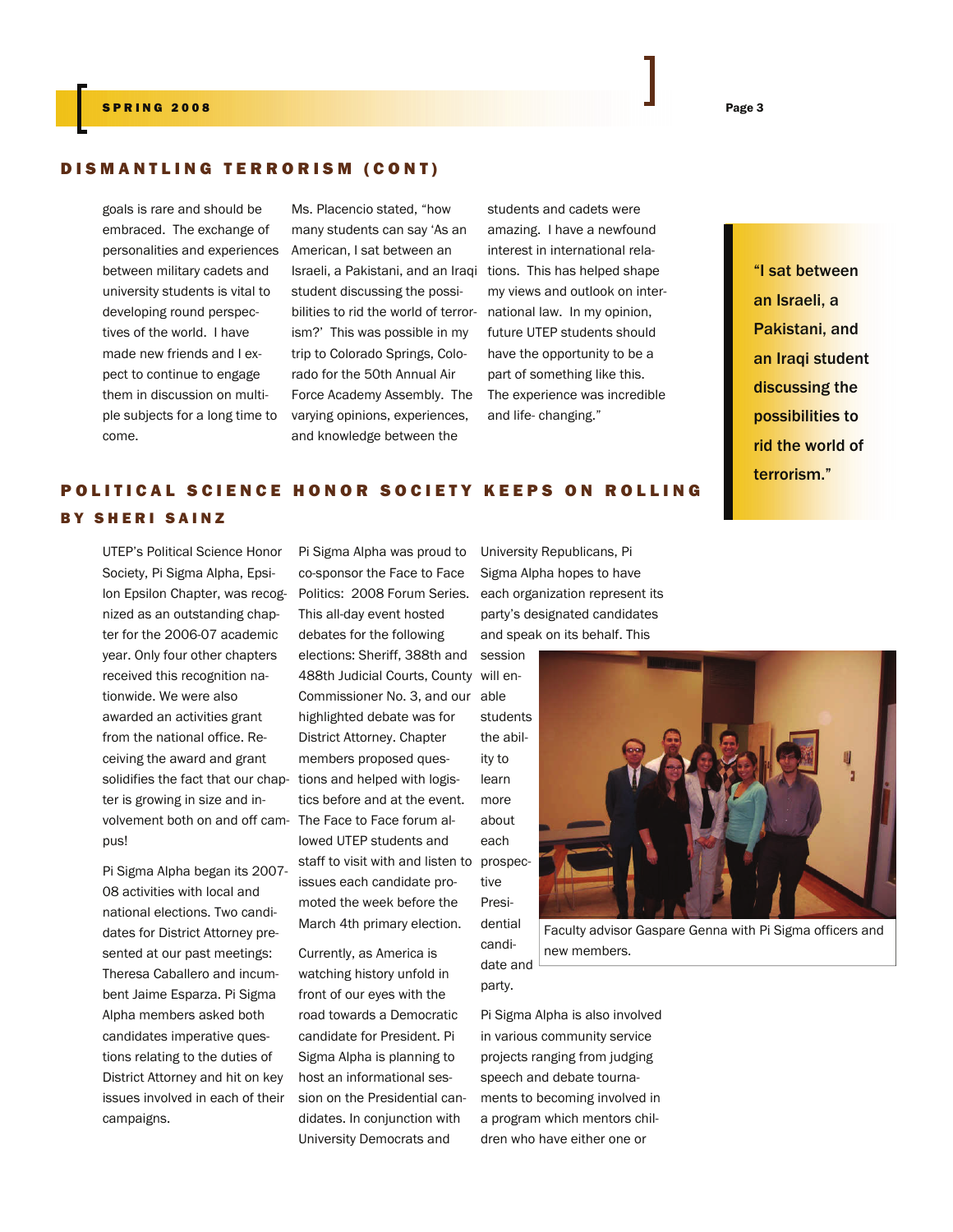## DISMANTLING TERRORISM (CONT)

goals is rare and should be embraced. The exchange of personalities and experiences between military cadets and university students is vital to developing round perspectives of the world. I have made new friends and I expect to continue to engage them in discussion on multiple subjects for a long time to come.

Ms. Placencio stated, "how many students can say 'As an American, I sat between an Israeli, a Pakistani, and an Iraqi student discussing the possibilities to rid the world of terrorism?' This was possible in my trip to Colorado Springs, Colorado for the 50th Annual Air Force Academy Assembly. The varying opinions, experiences, and knowledge between the students and cadets were amazing. I have a newfound interest in international relations. This has helped shape my views and outlook on international law. In my opinion, future UTEP students should have the opportunity to be a part of something like this. The experience was incredible and life- changing."

> **"I sat between an Israeli, a Pakistani, and an Iraqi student discussing the possibilities to rid the world of terrorism."**

## POLITICAL SCIENCE HONOR SOCIETY KEEPS ON ROLLING

### BY SHERI SAINZ

UTEP's Political Science Honor Society, Pi Sigma Alpha, Epsilon Epsilon Chapter, was recognized as an outstanding chapter for the 2006-07 academic year. Only four other chapters received this recognition nationwide. We were also awarded an activities grant from the national office. Receiving the award and grant solidifies the fact that our chapter is growing in size and involvement both on and off campus!

Pi Sigma Alpha began its 2007-08 activities with local and national elections. Two candidates for District Attorney presented at our past meetings: Theresa Caballero and incumbent Jaime Esparza. Pi Sigma Alpha members asked both candidates imperative questions relating to the duties of District Attorney and hit on key issues involved in each of their campaigns.

Pi Sigma Alpha was proud to co-sponsor the Face to Face Politics: 2008 Forum Series. This all-day event hosted debates for the following elections: Sheriff, 388th and 488th Judicial Courts, County Commissioner No. 3, and our highlighted debate was for District Attorney. Chapter members proposed questions and helped with logistics before and at the event. The Face to Face forum allowed UTEP students and staff to visit with and listen to issues each candidate promoted the week before the March 4th primary election.

Currently, as America is watching history unfold in front of our eyes with the road towards a Democratic candidate for President. Pi Sigma Alpha is planning to host an informational session on the Presidential candidates. In conjunction with University Democrats and University Republicans, Pi Sigma Alpha hopes to have each organization represent its party's designated candidates and speak on its behalf. This session will enable students the ability to learn more about each prospective Presidential candidate and party.

Faculty advisor Gaspare Genna with Pi Sigma officers and new members.

Pi Sigma Alpha is also involved in various community service projects ranging from judging speech and debate tournaments to becoming involved in a program which mentors children who have either one or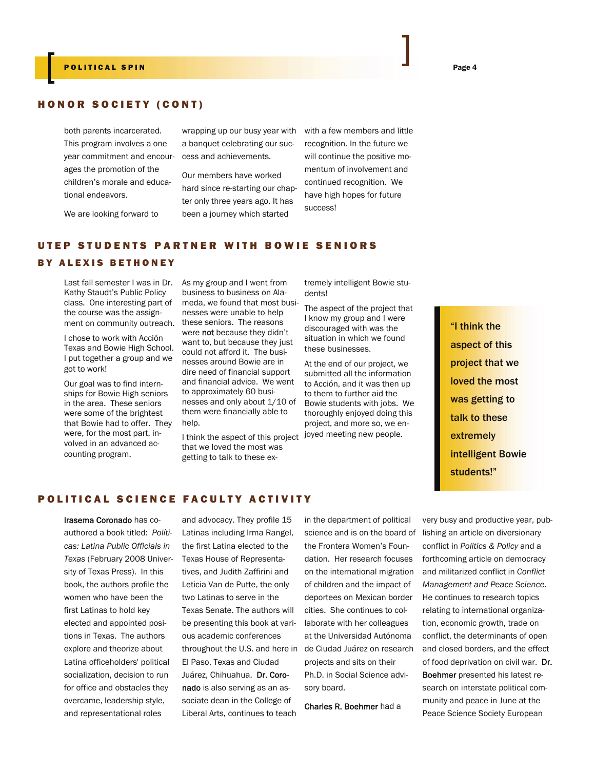## HONOR SOCIETY (CONT)

both parents incarcerated. This program involves a one year commitment and encourages the promotion of the children's morale and educational endeavors.

We are looking forward to wrapping up our busy year with a banquet celebrating our success and achievements.

Our members have worked hard since re-starting our chapter only three years ago. It has been a journey which started with a few members and little recognition. In the future we will continue the positive momentum of involvement and continued recognition. We have high hopes for future success!

## UTEP STUDENTS PARTNER WITH BOWIE SENIORS

### BY ALEXIS BETHONEY

Last fall semester I was in Dr. Kathy Staudt's Public Policy class. One interesting part of the course was the assignment on community outreach.

I chose to work with Acción Texas and Bowie High School. I put together a group and we got to work!

Our goal was to find internships for Bowie High seniors in the area. These seniors were some of the brightest that Bowie had to offer. They were, for the most part, involved in an advanced accounting program.

As my group and I went from business to business on Alameda, we found that most businesses were unable to help these seniors. The reasons were **not** because they didn't want to, but because they just could not afford it. The businesses around Bowie are in dire need of financial support and financial advice. We went to approximately 60 businesses and only about 1/10 of them were financially able to help.

I think the aspect of this project that we loved the most was getting to talk to these extremely intelligent Bowie students!

The aspect of the project that I know my group and I were discouraged with was the situation in which we found these businesses.

At the end of our project, we submitted all the information to Acción, and it was then up to them to further aid the Bowie students with jobs. We thoroughly enjoyed doing this project, and more so, we enjoyed meeting new people.

> **"I think the aspect of this project that we loved the most was getting to talk to these extremely intelligent Bowie students!"**

## POLITICAL SCIENCE FACULTY ACTIVITY

**Irasema Coronado** has co-authored a book titled: *Políticas: Latina Public Officials in Texas* (February 2008 University of Texas Press). In this book, the authors profile the women who have been the first Latinas to hold key elected and appointed positions in Texas. The authors explore and theorize about Latina officeholders' political socialization, decision to run for office and obstacles they overcame, leadership style, and representational roles and advocacy. They profile 15 Latinas including Irma Rangel, the first Latina elected to the Texas House of Representatives, and Judith Zaffirini and Leticia Van de Putte, the only two Latinas to serve in the Texas Senate. The authors will be presenting this book at various academic conferences throughout the U.S. and here in El Paso, Texas and Ciudad Juárez, Chihuahua. **Dr. Coronado** is also serving as an associate dean in the College of Liberal Arts, continues to teach in the department of political science and is on the board of the Frontera Women's Foundation. Her research focuses on the international migration of children and the impact of deportees on Mexican border cities. She continues to collaborate with her colleagues at the Universidad Autónoma de Ciudad Juárez on research projects and sits on their Ph.D. in Social Science advisory board.

**Charles R. Boehmer** had a very busy and productive year, publishing an article on diversionary conflict in *Politics & Policy* and a forthcoming article on democracy and militarized conflict in *Conflict Management and Peace Science.* He continues to research topics relating to international organization, economic growth, trade on conflict, the determinants of open and closed borders, and the effect of food deprivation on civil war. **Dr. Boehmer** presented his latest research on interstate political community and peace in June at the Peace Science Society European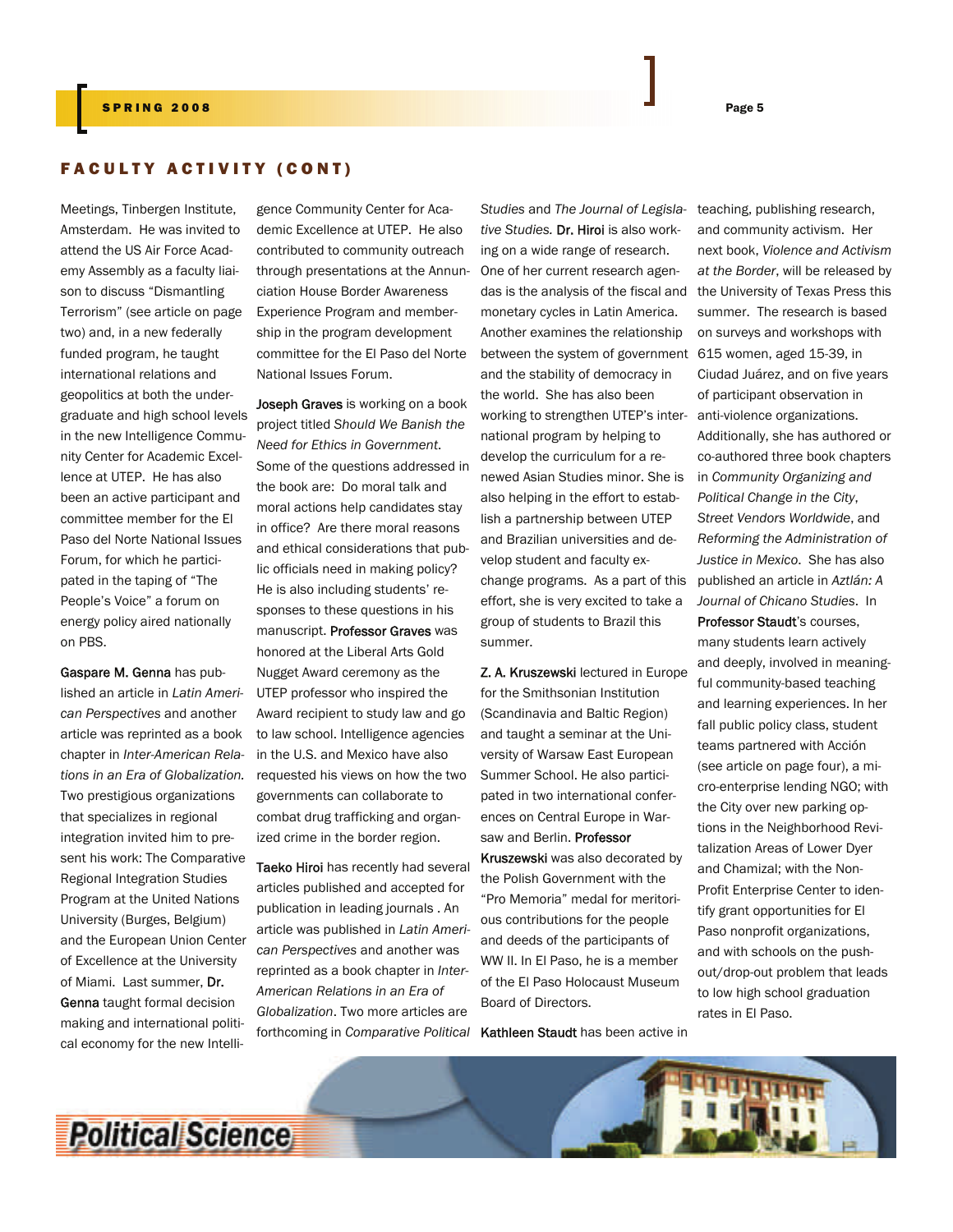## FACULTY ACTIVITY (CONT)

Meetings, Tinbergen Institute, Amsterdam. He was invited to attend the US Air Force Academy Assembly as a faculty liaison to discuss "Dismantling Terrorism" (see article on page two) and, in a new federally funded program, he taught international relations and geopolitics at both the undergraduate and high school levels in the new Intelligence Community Center for Academic Excellence at UTEP. He has also been an active participant and committee member for the El Paso del Norte National Issues Forum, for which he participated in the taping of "The People's Voice" a forum on energy policy aired nationally on PBS.

**Gaspare M. Genna** has published an article in *Latin American Perspectives* and another article was reprinted as a book chapter in *Inter-American Relations in an Era of Globalization*. Two prestigious organizations that specializes in regional integration invited him to present his work: The Comparative Regional Integration Studies Program at the United Nations University (Burges, Belgium) and the European Union Center of Excellence at the University of Miami. Last summer, **Dr. Genna** taught formal decision making and international political economy for the new Intelligence Community Center for Academic Excellence at UTEP. He also contributed to community outreach through presentations at the Annunciation House Border Awareness Experience Program and membership in the program development committee for the El Paso del Norte National Issues Forum.

**Joseph Graves** is working on a book project titled *Should We Banish the Need for Ethics in Government*. Some of the questions addressed in the book are: Do moral talk and moral actions help candidates stay in office? Are there moral reasons and ethical considerations that public officials need in making policy? He is also including students' responses to these questions in his manuscript. **Professor Graves** was honored at the Liberal Arts Gold Nugget Award ceremony as the UTEP professor who inspired the Award recipient to study law and go to law school. Intelligence agencies in the U.S. and Mexico have also requested his views on how the two governments can collaborate to combat drug trafficking and organized crime in the border region.

**Taeko Hiroi** has recently had several articles published and accepted for publication in leading journals . An article was published in *Latin American Perspectives* and another was reprinted as a book chapter in *Inter-American Relations in an Era of Globalization*. Two more articles are forthcoming in *Comparative Political Studies* and *The Journal of Legislative Studies.* **Dr. Hiroi** is also working on a wide range of research. One of her current research agendas is the analysis of the fiscal and monetary cycles in Latin America. Another examines the relationship between the system of government and the stability of democracy in the world. She has also been working to strengthen UTEP's international program by helping to develop the curriculum for a renewed Asian Studies minor. She is also helping in the effort to establish a partnership between UTEP and Brazilian universities and develop student and faculty exchange programs. As a part of this effort, she is very excited to take a group of students to Brazil this summer.

**Z. A. Kruszewski** lectured in Europe for the Smithsonian Institution (Scandinavia and Baltic Region) and taught a seminar at the University of Warsaw East European Summer School. He also participated in two international conferences on Central Europe in Warsaw and Berlin. **Professor Kruszewski** was also decorated by the Polish Government with the "Pro Memoria" medal for meritorious contributions for the people and deeds of the participants of WW II. In El Paso, he is a member of the El Paso Holocaust Museum Board of Directors.

**Kathleen Staudt** has been active in teaching, publishing research, and community activism. Her next book, *Violence and Activism at the Border*, will be released by the University of Texas Press this summer. The research is based on surveys and workshops with 615 women, aged 15-39, in Ciudad Juárez, and on five years of participant observation in anti-violence organizations. Additionally, she has authored or co-authored three book chapters in *Community Organizing and Political Change in the City*, *Street Vendors Worldwide*, and *Reforming the Administration of Justice in Mexico*. She has also published an article in *Aztlán: A Journal of Chicano Studies*. In **Professor Staudt**'s courses, many students learn actively and deeply, involved in meaningful community-based teaching and learning experiences. In her fall public policy class, student teams partnered with Acción (see article on page four), a micro-enterprise lending NGO; with the City over new parking options in the Neighborhood Revitalization Areas of Lower Dyer and Chamizal; with the Non-Profit Enterprise Center to identify grant opportunities for El Paso nonprofit organizations, and with schools on the push-out/drop-out problem that leads to low high school graduation rates in El Paso.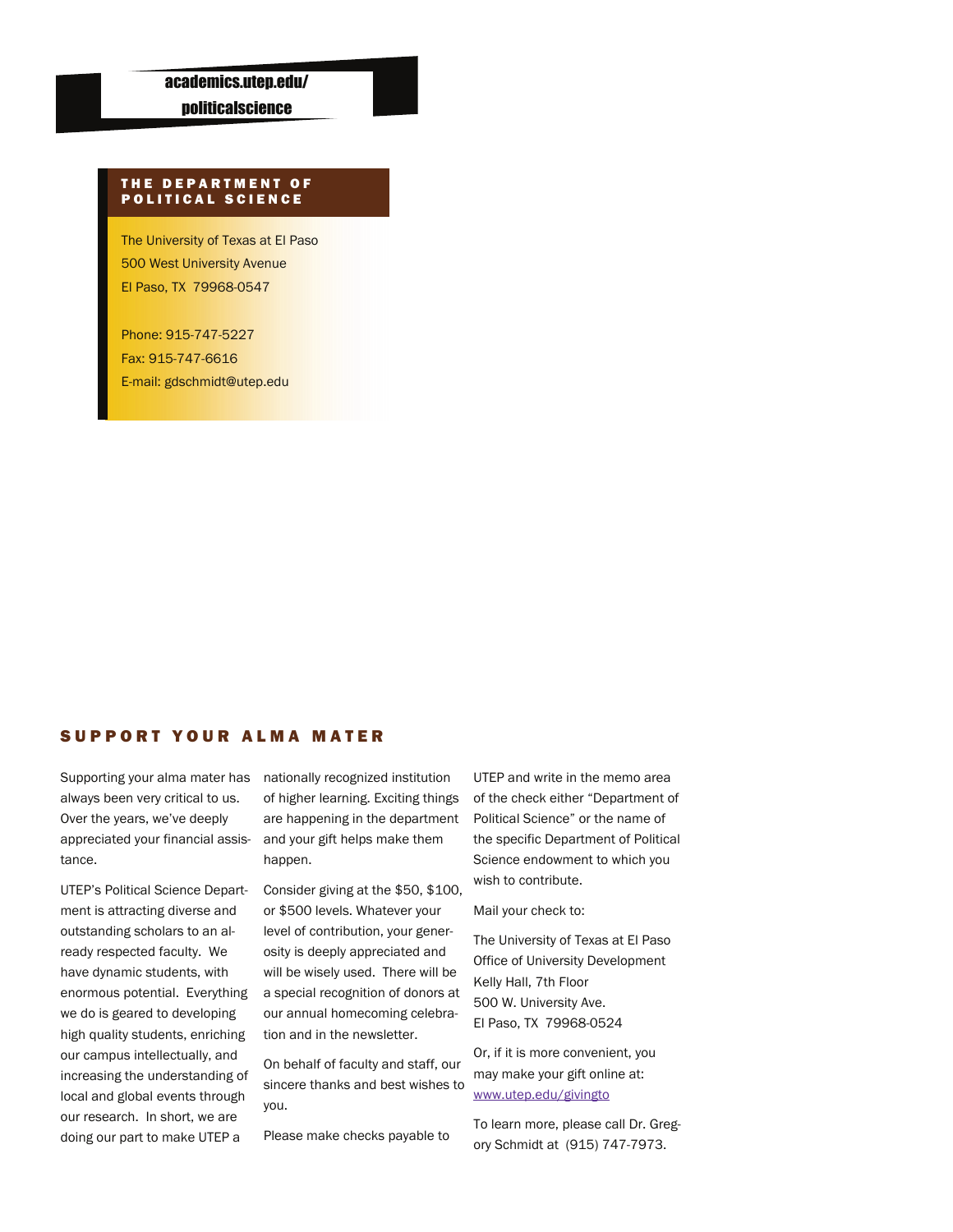academics.utep.edu/politicalscience

## THE DEPARTMENT OF POLITICAL SCIENCE

The University of Texas at El Paso
500 West University Avenue
El Paso, TX 79968-0547

Phone: 915-747-5227
Fax: 915-747-6616
E-mail: gdschmidt@utep.edu

## SUPPORT YOUR ALMA MATER

Supporting your alma mater has always been very critical to us. Over the years, we've deeply appreciated your financial assistance.

UTEP's Political Science Department is attracting diverse and outstanding scholars to an already respected faculty. We have dynamic students, with enormous potential. Everything we do is geared to developing high quality students, enriching our campus intellectually, and increasing the understanding of local and global events through our research. In short, we are doing our part to make UTEP a nationally recognized institution of higher learning. Exciting things are happening in the department and your gift helps make them happen.

Consider giving at the $50, $100, or $500 levels. Whatever your level of contribution, your generosity is deeply appreciated and will be wisely used. There will be a special recognition of donors at our annual homecoming celebration and in the newsletter.

On behalf of faculty and staff, our sincere thanks and best wishes to you.

Please make checks payable to UTEP and write in the memo area of the check either "Department of Political Science" or the name of the specific Department of Political Science endowment to which you wish to contribute.

Mail your check to:

The University of Texas at El Paso
Office of University Development
Kelly Hall, 7th Floor
500 W. University Ave.
El Paso, TX 79968-0524

Or, if it is more convenient, you may make your gift online at: www.utep.edu/givingto

To learn more, please call Dr. Gregory Schmidt at (915) 747-7973.